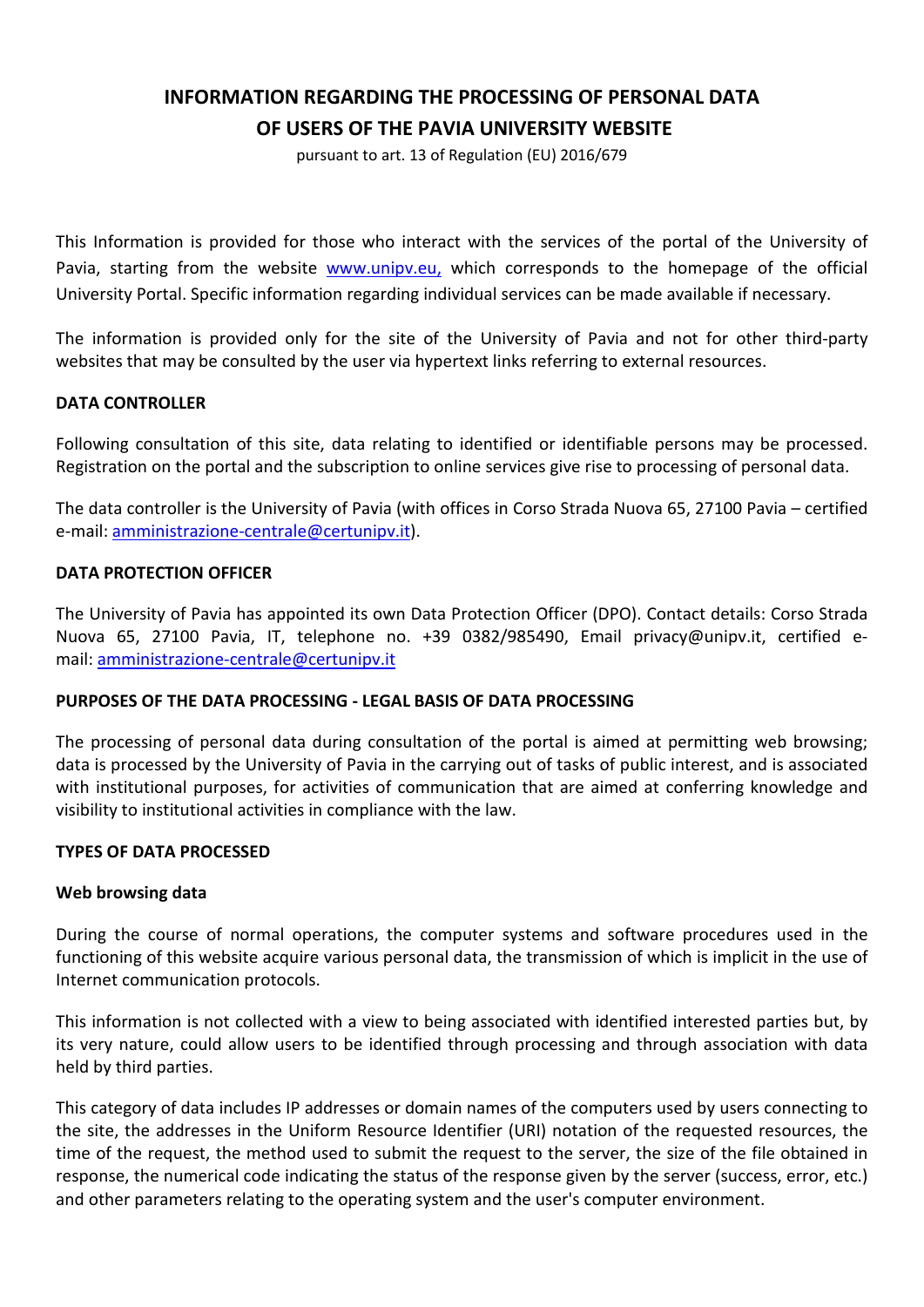# INFORMATION REGARDING THE PROCESSING OF PERSONAL DATA OF USERS OF THE PAVIA UNIVERSITY WEBSITE

pursuant to art. 13 of Regulation (EU) 2016/679

This Information is provided for those who interact with the services of the portal of the University of Pavia, starting from the website [www.unipv.eu,](www.unipv.eu) which corresponds to the homepage of the official University Portal. Specific information regarding individual services can be made available if necessary.

The information is provided only for the site of the University of Pavia and not for other third-party websites that may be consulted by the user via hypertext links referring to external resources.

## DATA CONTROLLER

Following consultation of this site, data relating to identified or identifiable persons may be processed. Registration on the portal and the subscription to online services give rise to processing of personal data.

The data controller is the University of Pavia (with offices in Corso Strada Nuova 65, 27100 Pavia – certified e-mail: amministrazione-centrale@certunipv.it).

## DATA PROTECTION OFFICER

The University of Pavia has appointed its own Data Protection Officer (DPO). Contact details: Corso Strada Nuova 65, 27100 Pavia, IT, telephone no. +39 0382/985490, Email privacy@unipv.it, certified e-mail: amministrazione-centrale@certunipv.it

## PURPOSES OF THE DATA PROCESSING - LEGAL BASIS OF DATA PROCESSING

The processing of personal data during consultation of the portal is aimed at permitting web browsing; data is processed by the University of Pavia in the carrying out of tasks of public interest, and is associated with institutional purposes, for activities of communication that are aimed at conferring knowledge and visibility to institutional activities in compliance with the law.

## TYPES OF DATA PROCESSED

### Web browsing data

During the course of normal operations, the computer systems and software procedures used in the functioning of this website acquire various personal data, the transmission of which is implicit in the use of Internet communication protocols.

This information is not collected with a view to being associated with identified interested parties but, by its very nature, could allow users to be identified through processing and through association with data held by third parties.

This category of data includes IP addresses or domain names of the computers used by users connecting to the site, the addresses in the Uniform Resource Identifier (URI) notation of the requested resources, the time of the request, the method used to submit the request to the server, the size of the file obtained in response, the numerical code indicating the status of the response given by the server (success, error, etc.) and other parameters relating to the operating system and the user's computer environment.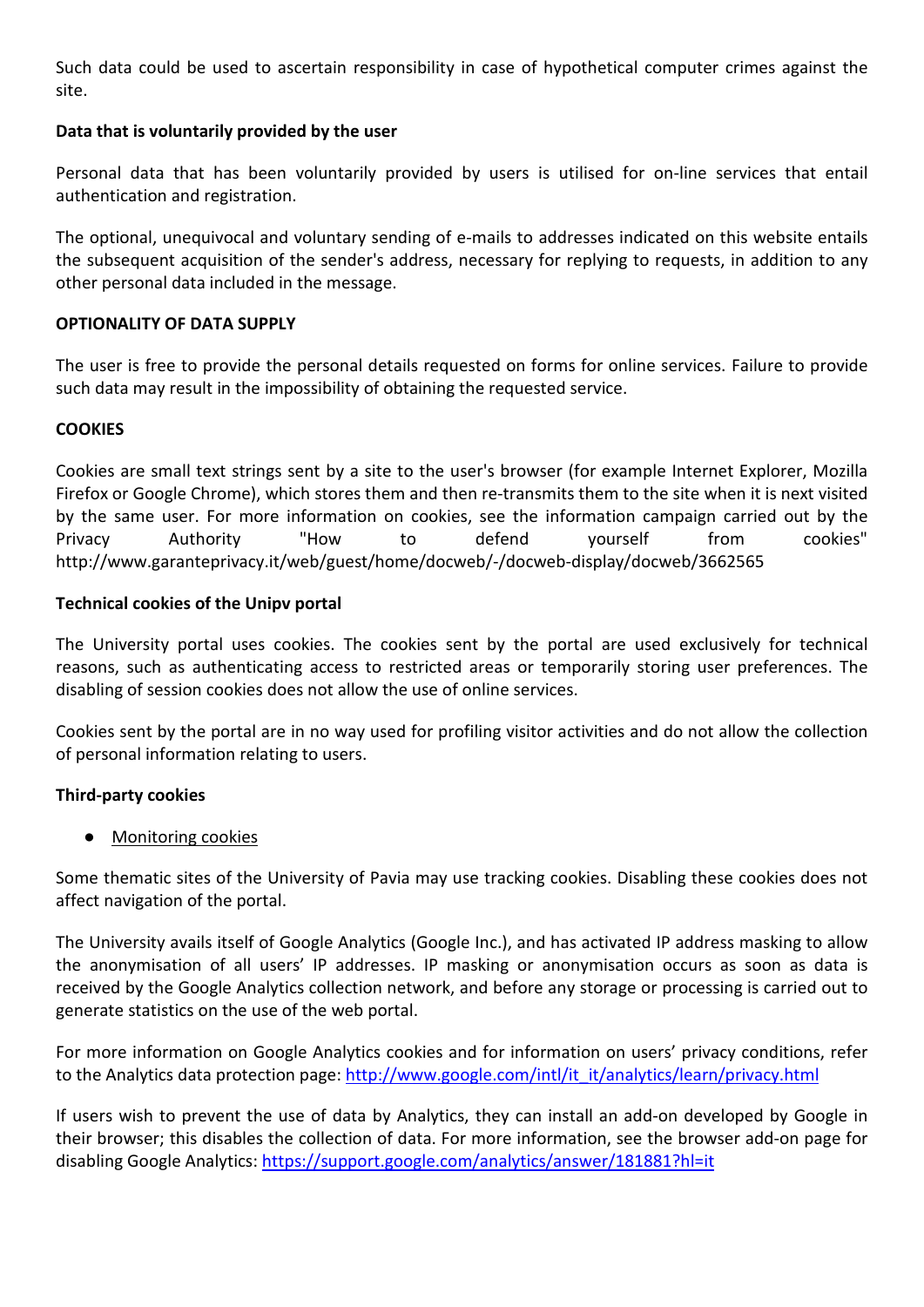Such data could be used to ascertain responsibility in case of hypothetical computer crimes against the site.

**Data that is voluntarily provided by the user**

Personal data that has been voluntarily provided by users is utilised for on-line services that entail authentication and registration.

The optional, unequivocal and voluntary sending of e-mails to addresses indicated on this website entails the subsequent acquisition of the sender's address, necessary for replying to requests, in addition to any other personal data included in the message.

**OPTIONALITY OF DATA SUPPLY**

The user is free to provide the personal details requested on forms for online services. Failure to provide such data may result in the impossibility of obtaining the requested service.

**COOKIES**

Cookies are small text strings sent by a site to the user's browser (for example Internet Explorer, Mozilla Firefox or Google Chrome), which stores them and then re-transmits them to the site when it is next visited by the same user. For more information on cookies, see the information campaign carried out by the Privacy Authority "How to defend yourself from cookies" http://www.garanteprivacy.it/web/guest/home/docweb/-/docweb-display/docweb/3662565

**Technical cookies of the Unipv portal**

The University portal uses cookies. The cookies sent by the portal are used exclusively for technical reasons, such as authenticating access to restricted areas or temporarily storing user preferences. The disabling of session cookies does not allow the use of online services.

Cookies sent by the portal are in no way used for profiling visitor activities and do not allow the collection of personal information relating to users.

**Third-party cookies**

- Monitoring cookies

Some thematic sites of the University of Pavia may use tracking cookies. Disabling these cookies does not affect navigation of the portal.

The University avails itself of Google Analytics (Google Inc.), and has activated IP address masking to allow the anonymisation of all users' IP addresses. IP masking or anonymisation occurs as soon as data is received by the Google Analytics collection network, and before any storage or processing is carried out to generate statistics on the use of the web portal.

For more information on Google Analytics cookies and for information on users' privacy conditions, refer to the Analytics data protection page: http://www.google.com/intl/it_it/analytics/learn/privacy.html

If users wish to prevent the use of data by Analytics, they can install an add-on developed by Google in their browser; this disables the collection of data. For more information, see the browser add-on page for disabling Google Analytics: https://support.google.com/analytics/answer/181881?hl=it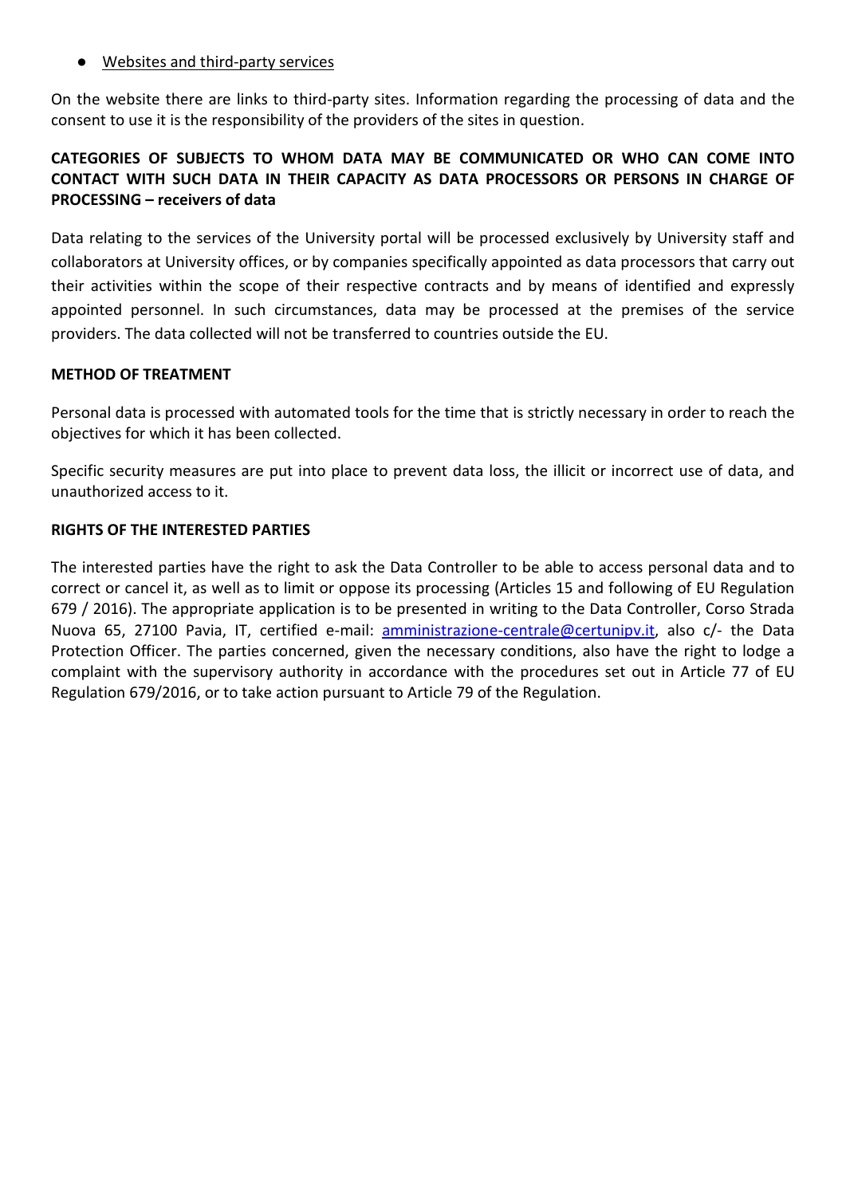- Websites and third-party services

On the website there are links to third-party sites. Information regarding the processing of data and the consent to use it is the responsibility of the providers of the sites in question.

**CATEGORIES OF SUBJECTS TO WHOM DATA MAY BE COMMUNICATED OR WHO CAN COME INTO CONTACT WITH SUCH DATA IN THEIR CAPACITY AS DATA PROCESSORS OR PERSONS IN CHARGE OF PROCESSING – receivers of data**

Data relating to the services of the University portal will be processed exclusively by University staff and collaborators at University offices, or by companies specifically appointed as data processors that carry out their activities within the scope of their respective contracts and by means of identified and expressly appointed personnel. In such circumstances, data may be processed at the premises of the service providers. The data collected will not be transferred to countries outside the EU.

**METHOD OF TREATMENT**

Personal data is processed with automated tools for the time that is strictly necessary in order to reach the objectives for which it has been collected.

Specific security measures are put into place to prevent data loss, the illicit or incorrect use of data, and unauthorized access to it.

**RIGHTS OF THE INTERESTED PARTIES**

The interested parties have the right to ask the Data Controller to be able to access personal data and to correct or cancel it, as well as to limit or oppose its processing (Articles 15 and following of EU Regulation 679 / 2016). The appropriate application is to be presented in writing to the Data Controller, Corso Strada Nuova 65, 27100 Pavia, IT, certified e-mail: amministrazione-centrale@certunipv.it, also c/- the Data Protection Officer. The parties concerned, given the necessary conditions, also have the right to lodge a complaint with the supervisory authority in accordance with the procedures set out in Article 77 of EU Regulation 679/2016, or to take action pursuant to Article 79 of the Regulation.